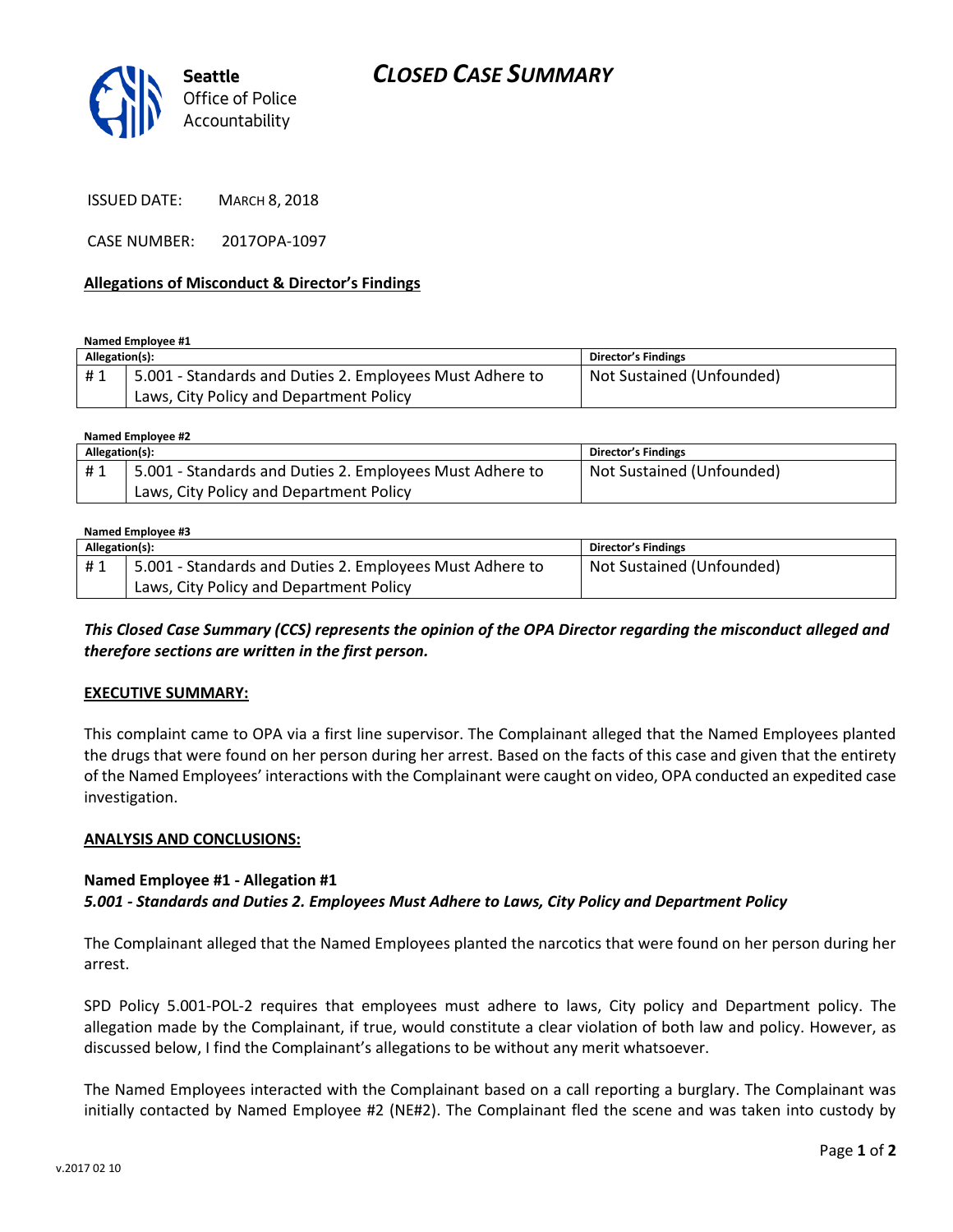Seattle Office of Police Accountability

# CLOSED CASE SUMMARY

ISSUED DATE: MARCH 8, 2018

CASE NUMBER: 2017OPA-1097

**Allegations of Misconduct & Director's Findings**

**Named Employee #1**

| Allegation(s): | | Director's Findings |
|---|---|---|
| # 1 | 5.001 - Standards and Duties 2. Employees Must Adhere to Laws, City Policy and Department Policy | Not Sustained (Unfounded) |

**Named Employee #2**

| Allegation(s): | | Director's Findings |
|---|---|---|
| # 1 | 5.001 - Standards and Duties 2. Employees Must Adhere to Laws, City Policy and Department Policy | Not Sustained (Unfounded) |

**Named Employee #3**

| Allegation(s): | | Director's Findings |
|---|---|---|
| # 1 | 5.001 - Standards and Duties 2. Employees Must Adhere to Laws, City Policy and Department Policy | Not Sustained (Unfounded) |

***This Closed Case Summary (CCS) represents the opinion of the OPA Director regarding the misconduct alleged and therefore sections are written in the first person.***

**EXECUTIVE SUMMARY:**

This complaint came to OPA via a first line supervisor. The Complainant alleged that the Named Employees planted the drugs that were found on her person during her arrest. Based on the facts of this case and given that the entirety of the Named Employees' interactions with the Complainant were caught on video, OPA conducted an expedited case investigation.

**ANALYSIS AND CONCLUSIONS:**

**Named Employee #1 - Allegation #1**
***5.001 - Standards and Duties 2. Employees Must Adhere to Laws, City Policy and Department Policy***

The Complainant alleged that the Named Employees planted the narcotics that were found on her person during her arrest.

SPD Policy 5.001-POL-2 requires that employees must adhere to laws, City policy and Department policy. The allegation made by the Complainant, if true, would constitute a clear violation of both law and policy. However, as discussed below, I find the Complainant's allegations to be without any merit whatsoever.

The Named Employees interacted with the Complainant based on a call reporting a burglary. The Complainant was initially contacted by Named Employee #2 (NE#2). The Complainant fled the scene and was taken into custody by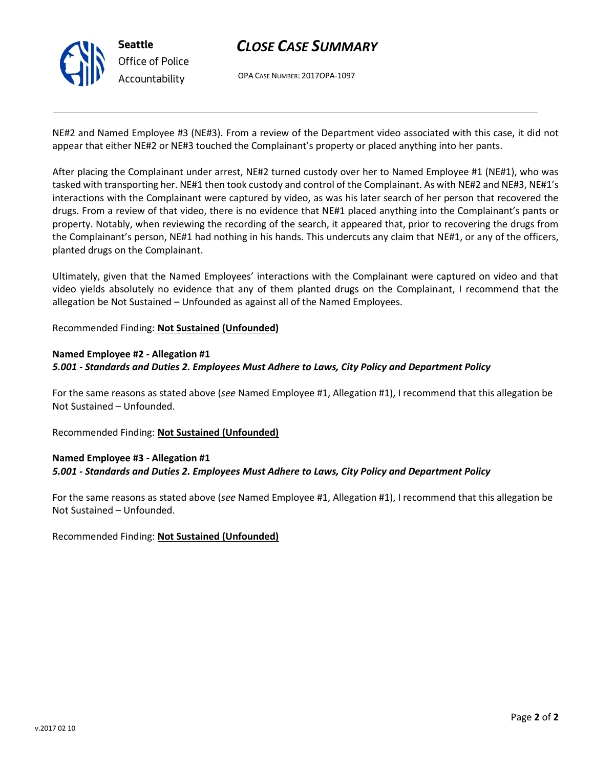NE#2 and Named Employee #3 (NE#3). From a review of the Department video associated with this case, it did not appear that either NE#2 or NE#3 touched the Complainant's property or placed anything into her pants.

After placing the Complainant under arrest, NE#2 turned custody over her to Named Employee #1 (NE#1), who was tasked with transporting her. NE#1 then took custody and control of the Complainant. As with NE#2 and NE#3, NE#1's interactions with the Complainant were captured by video, as was his later search of her person that recovered the drugs. From a review of that video, there is no evidence that NE#1 placed anything into the Complainant's pants or property. Notably, when reviewing the recording of the search, it appeared that, prior to recovering the drugs from the Complainant's person, NE#1 had nothing in his hands. This undercuts any claim that NE#1, or any of the officers, planted drugs on the Complainant.

Ultimately, given that the Named Employees' interactions with the Complainant were captured on video and that video yields absolutely no evidence that any of them planted drugs on the Complainant, I recommend that the allegation be Not Sustained – Unfounded as against all of the Named Employees.

Recommended Finding: **Not Sustained (Unfounded)**

**Named Employee #2 - Allegation #1**
***5.001 - Standards and Duties 2. Employees Must Adhere to Laws, City Policy and Department Policy***

For the same reasons as stated above (*see* Named Employee #1, Allegation #1), I recommend that this allegation be Not Sustained – Unfounded.

Recommended Finding: **Not Sustained (Unfounded)**

**Named Employee #3 - Allegation #1**
***5.001 - Standards and Duties 2. Employees Must Adhere to Laws, City Policy and Department Policy***

For the same reasons as stated above (*see* Named Employee #1, Allegation #1), I recommend that this allegation be Not Sustained – Unfounded.

Recommended Finding: **Not Sustained (Unfounded)**